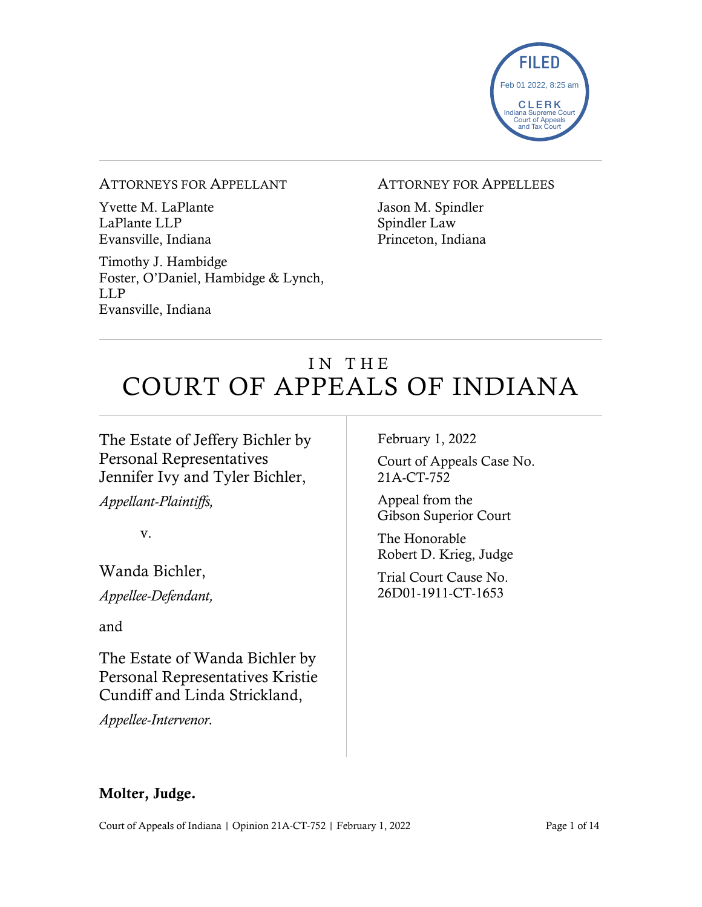FILED
Feb 01 2022, 8:25 am
CLERK
Indiana Supreme Court
Court of Appeals
and Tax Court

ATTORNEYS FOR APPELLANT

Yvette M. LaPlante
LaPlante LLP
Evansville, Indiana

Timothy J. Hambidge
Foster, O'Daniel, Hambidge & Lynch, LLP
Evansville, Indiana

ATTORNEY FOR APPELLEES

Jason M. Spindler
Spindler Law
Princeton, Indiana

# IN THE COURT OF APPEALS OF INDIANA

The Estate of Jeffery Bichler by Personal Representatives Jennifer Ivy and Tyler Bichler,

*Appellant-Plaintiffs,*

v.

Wanda Bichler,

*Appellee-Defendant,*

and

The Estate of Wanda Bichler by Personal Representatives Kristie Cundiff and Linda Strickland,

*Appellee-Intervenor.*

February 1, 2022

Court of Appeals Case No. 21A-CT-752

Appeal from the Gibson Superior Court

The Honorable Robert D. Krieg, Judge

Trial Court Cause No. 26D01-1911-CT-1653

**Molter, Judge.**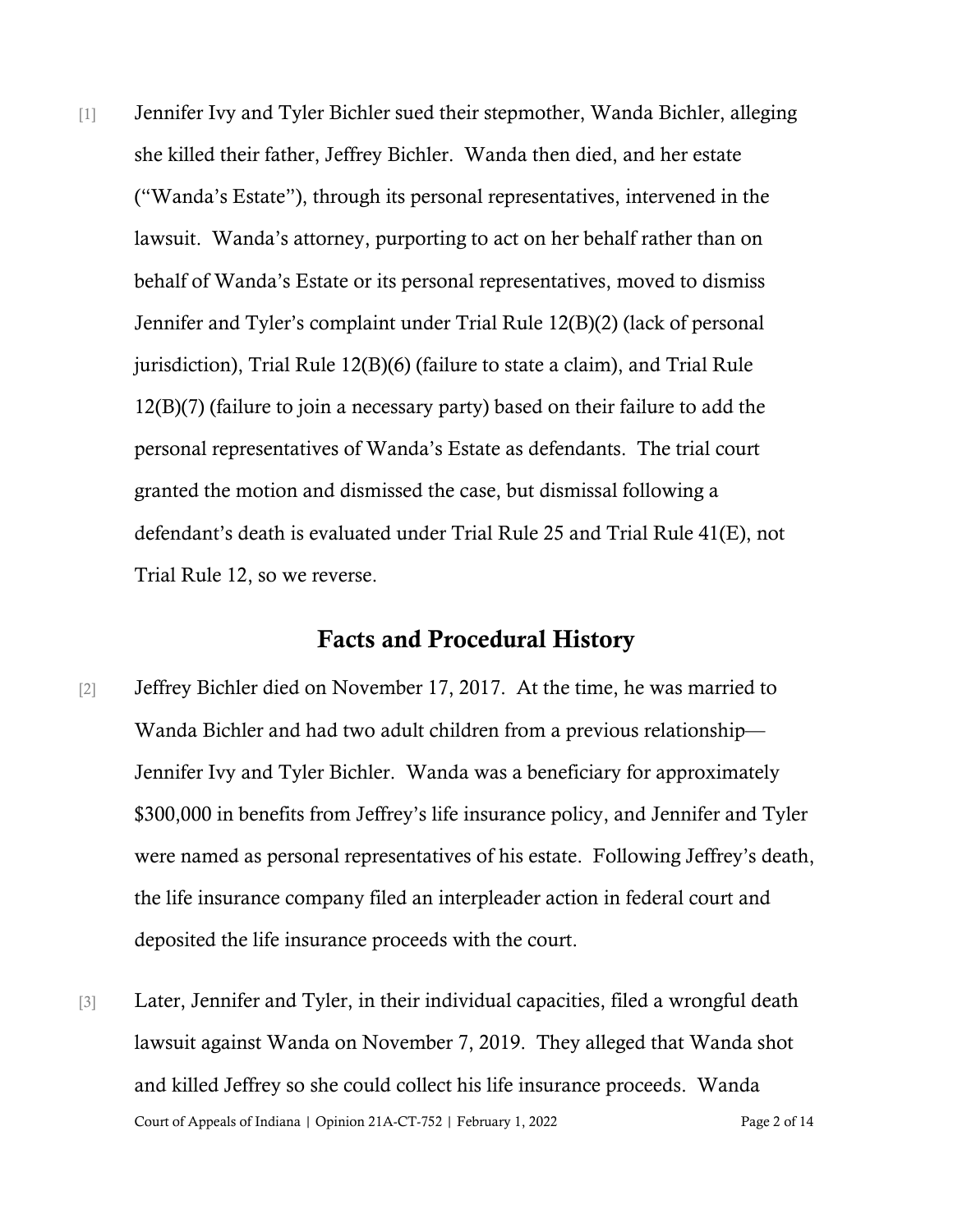[1] Jennifer Ivy and Tyler Bichler sued their stepmother, Wanda Bichler, alleging she killed their father, Jeffrey Bichler. Wanda then died, and her estate ("Wanda's Estate"), through its personal representatives, intervened in the lawsuit. Wanda's attorney, purporting to act on her behalf rather than on behalf of Wanda's Estate or its personal representatives, moved to dismiss Jennifer and Tyler's complaint under Trial Rule 12(B)(2) (lack of personal jurisdiction), Trial Rule 12(B)(6) (failure to state a claim), and Trial Rule 12(B)(7) (failure to join a necessary party) based on their failure to add the personal representatives of Wanda's Estate as defendants. The trial court granted the motion and dismissed the case, but dismissal following a defendant's death is evaluated under Trial Rule 25 and Trial Rule 41(E), not Trial Rule 12, so we reverse.

## Facts and Procedural History

[2] Jeffrey Bichler died on November 17, 2017. At the time, he was married to Wanda Bichler and had two adult children from a previous relationship—Jennifer Ivy and Tyler Bichler. Wanda was a beneficiary for approximately $300,000 in benefits from Jeffrey's life insurance policy, and Jennifer and Tyler were named as personal representatives of his estate. Following Jeffrey's death, the life insurance company filed an interpleader action in federal court and deposited the life insurance proceeds with the court.

[3] Later, Jennifer and Tyler, in their individual capacities, filed a wrongful death lawsuit against Wanda on November 7, 2019. They alleged that Wanda shot and killed Jeffrey so she could collect his life insurance proceeds. Wanda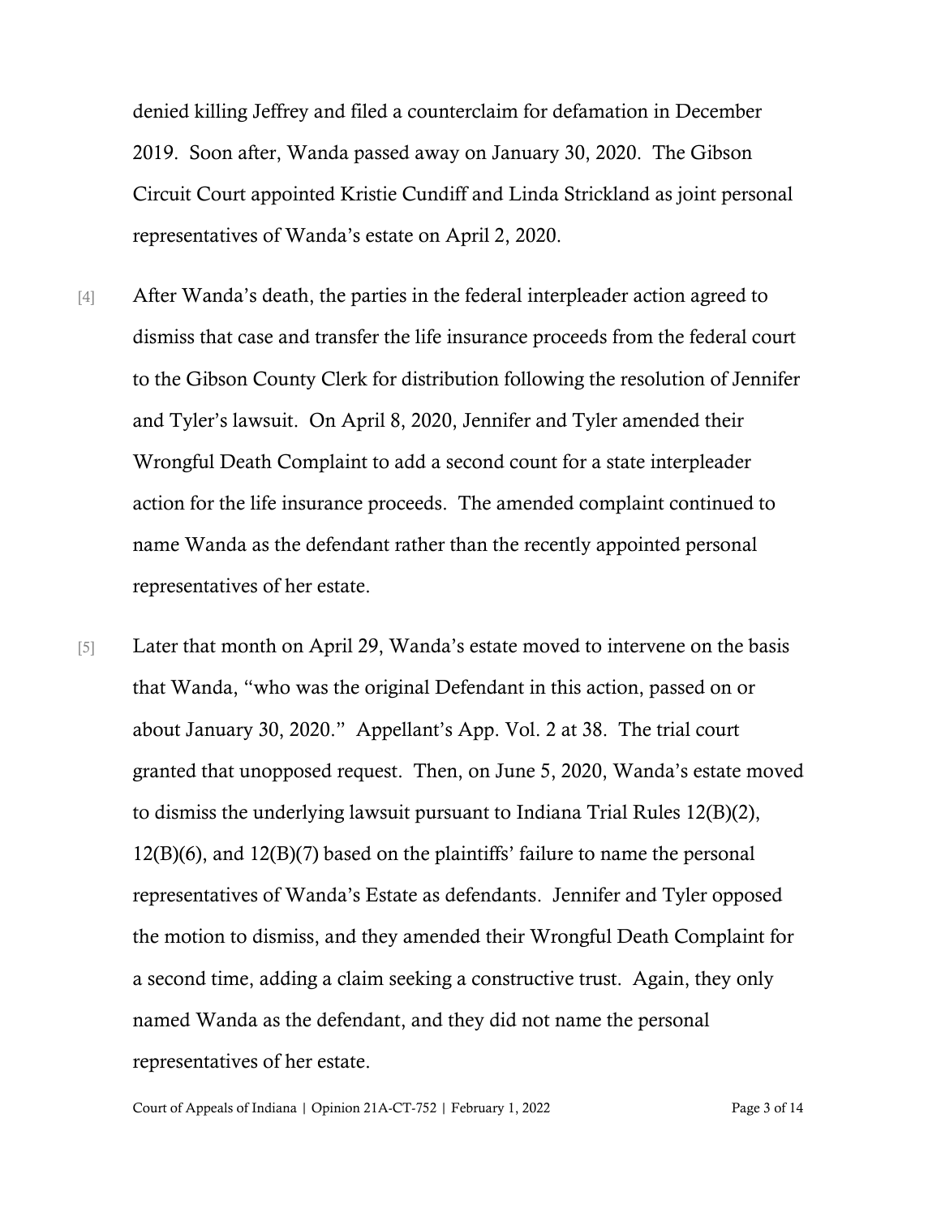denied killing Jeffrey and filed a counterclaim for defamation in December 2019. Soon after, Wanda passed away on January 30, 2020. The Gibson Circuit Court appointed Kristie Cundiff and Linda Strickland as joint personal representatives of Wanda's estate on April 2, 2020.

[4] After Wanda's death, the parties in the federal interpleader action agreed to dismiss that case and transfer the life insurance proceeds from the federal court to the Gibson County Clerk for distribution following the resolution of Jennifer and Tyler's lawsuit. On April 8, 2020, Jennifer and Tyler amended their Wrongful Death Complaint to add a second count for a state interpleader action for the life insurance proceeds. The amended complaint continued to name Wanda as the defendant rather than the recently appointed personal representatives of her estate.

[5] Later that month on April 29, Wanda's estate moved to intervene on the basis that Wanda, "who was the original Defendant in this action, passed on or about January 30, 2020." Appellant's App. Vol. 2 at 38. The trial court granted that unopposed request. Then, on June 5, 2020, Wanda's estate moved to dismiss the underlying lawsuit pursuant to Indiana Trial Rules 12(B)(2), 12(B)(6), and 12(B)(7) based on the plaintiffs' failure to name the personal representatives of Wanda's Estate as defendants. Jennifer and Tyler opposed the motion to dismiss, and they amended their Wrongful Death Complaint for a second time, adding a claim seeking a constructive trust. Again, they only named Wanda as the defendant, and they did not name the personal representatives of her estate.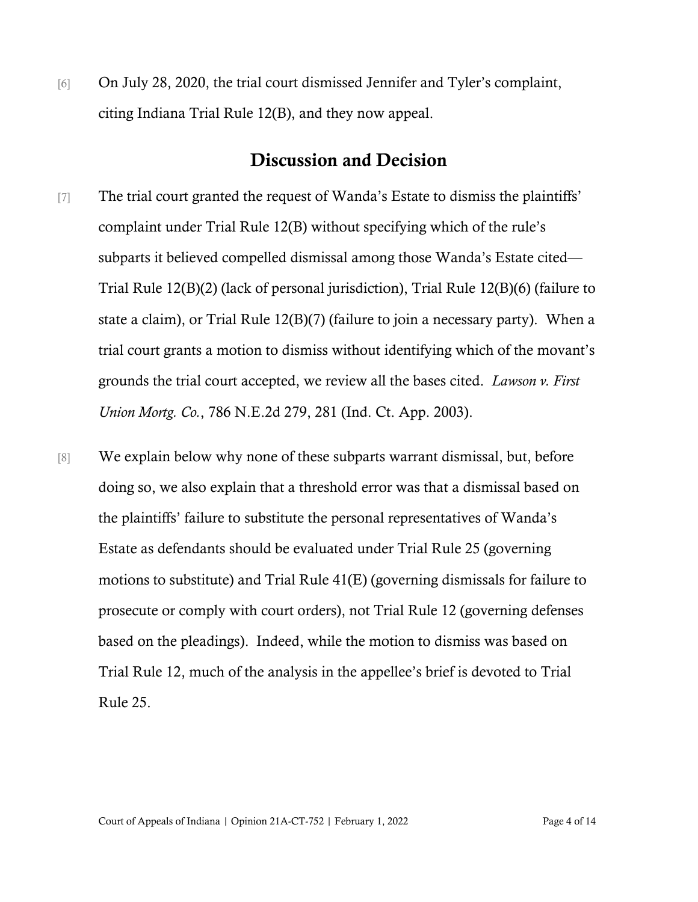[6] On July 28, 2020, the trial court dismissed Jennifer and Tyler's complaint, citing Indiana Trial Rule 12(B), and they now appeal.

## Discussion and Decision

[7] The trial court granted the request of Wanda's Estate to dismiss the plaintiffs' complaint under Trial Rule 12(B) without specifying which of the rule's subparts it believed compelled dismissal among those Wanda's Estate cited—Trial Rule 12(B)(2) (lack of personal jurisdiction), Trial Rule 12(B)(6) (failure to state a claim), or Trial Rule 12(B)(7) (failure to join a necessary party). When a trial court grants a motion to dismiss without identifying which of the movant's grounds the trial court accepted, we review all the bases cited. *Lawson v. First Union Mortg. Co.*, 786 N.E.2d 279, 281 (Ind. Ct. App. 2003).

[8] We explain below why none of these subparts warrant dismissal, but, before doing so, we also explain that a threshold error was that a dismissal based on the plaintiffs' failure to substitute the personal representatives of Wanda's Estate as defendants should be evaluated under Trial Rule 25 (governing motions to substitute) and Trial Rule 41(E) (governing dismissals for failure to prosecute or comply with court orders), not Trial Rule 12 (governing defenses based on the pleadings). Indeed, while the motion to dismiss was based on Trial Rule 12, much of the analysis in the appellee's brief is devoted to Trial Rule 25.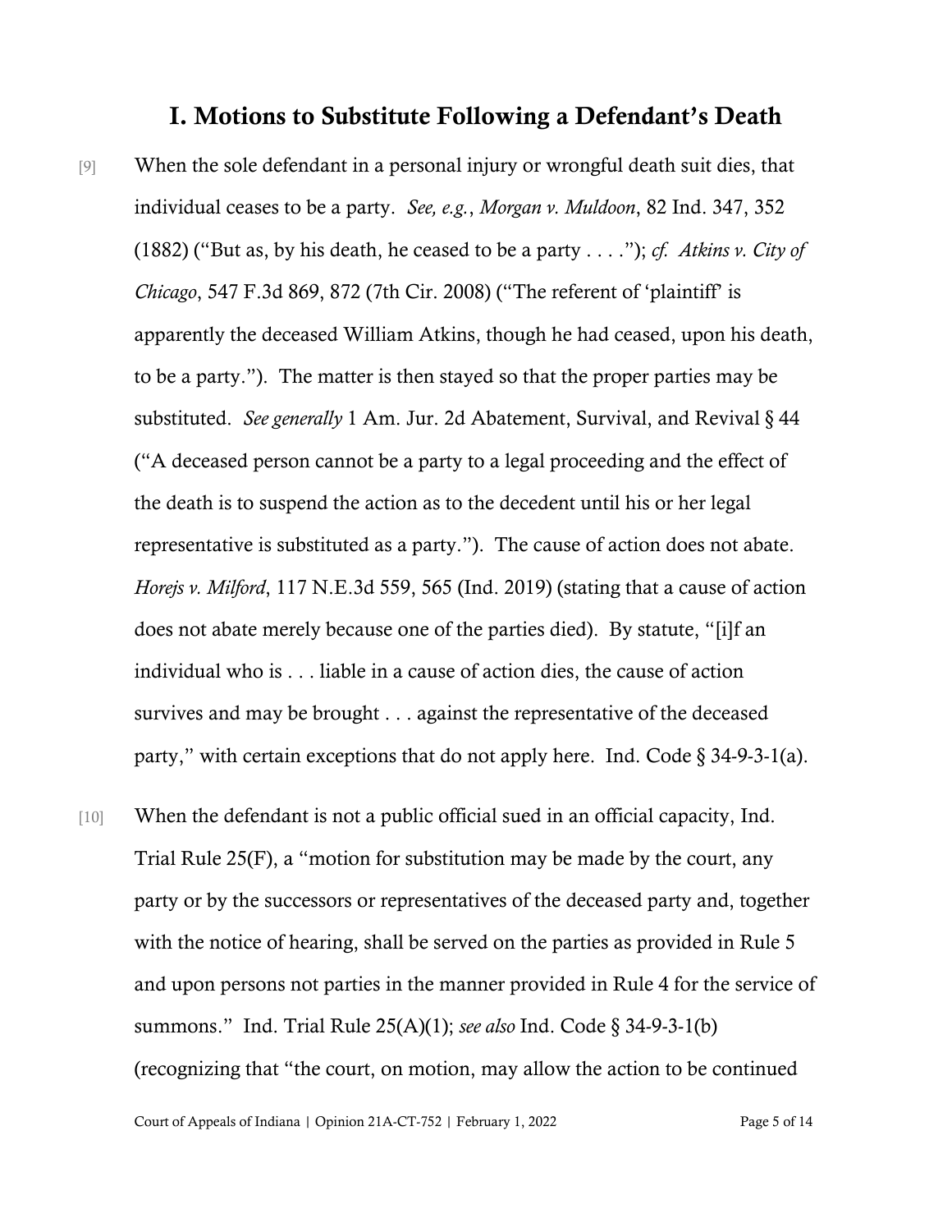## I. Motions to Substitute Following a Defendant's Death

[9] When the sole defendant in a personal injury or wrongful death suit dies, that individual ceases to be a party. *See, e.g.*, *Morgan v. Muldoon*, 82 Ind. 347, 352 (1882) ("But as, by his death, he ceased to be a party . . . ."); *cf. Atkins v. City of Chicago*, 547 F.3d 869, 872 (7th Cir. 2008) ("The referent of 'plaintiff' is apparently the deceased William Atkins, though he had ceased, upon his death, to be a party."). The matter is then stayed so that the proper parties may be substituted. *See generally* 1 Am. Jur. 2d Abatement, Survival, and Revival § 44 ("A deceased person cannot be a party to a legal proceeding and the effect of the death is to suspend the action as to the decedent until his or her legal representative is substituted as a party."). The cause of action does not abate. *Horejs v. Milford*, 117 N.E.3d 559, 565 (Ind. 2019) (stating that a cause of action does not abate merely because one of the parties died). By statute, "[i]f an individual who is . . . liable in a cause of action dies, the cause of action survives and may be brought . . . against the representative of the deceased party," with certain exceptions that do not apply here. Ind. Code § 34-9-3-1(a).

[10] When the defendant is not a public official sued in an official capacity, Ind. Trial Rule 25(F), a "motion for substitution may be made by the court, any party or by the successors or representatives of the deceased party and, together with the notice of hearing, shall be served on the parties as provided in Rule 5 and upon persons not parties in the manner provided in Rule 4 for the service of summons." Ind. Trial Rule 25(A)(1); *see also* Ind. Code § 34-9-3-1(b) (recognizing that "the court, on motion, may allow the action to be continued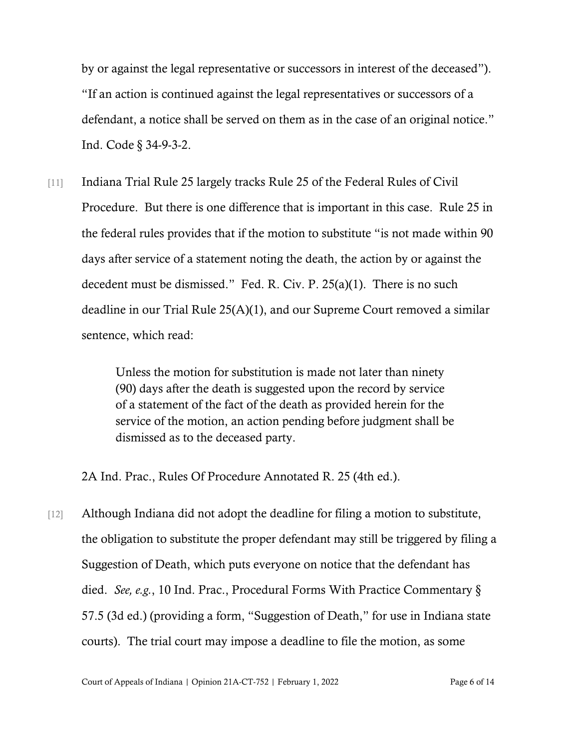by or against the legal representative or successors in interest of the deceased"). "If an action is continued against the legal representatives or successors of a defendant, a notice shall be served on them as in the case of an original notice." Ind. Code § 34-9-3-2.

[11] Indiana Trial Rule 25 largely tracks Rule 25 of the Federal Rules of Civil Procedure. But there is one difference that is important in this case. Rule 25 in the federal rules provides that if the motion to substitute "is not made within 90 days after service of a statement noting the death, the action by or against the decedent must be dismissed." Fed. R. Civ. P. 25(a)(1). There is no such deadline in our Trial Rule 25(A)(1), and our Supreme Court removed a similar sentence, which read:

> Unless the motion for substitution is made not later than ninety (90) days after the death is suggested upon the record by service of a statement of the fact of the death as provided herein for the service of the motion, an action pending before judgment shall be dismissed as to the deceased party.

2A Ind. Prac., Rules Of Procedure Annotated R. 25 (4th ed.).

[12] Although Indiana did not adopt the deadline for filing a motion to substitute, the obligation to substitute the proper defendant may still be triggered by filing a Suggestion of Death, which puts everyone on notice that the defendant has died. *See, e.g.*, 10 Ind. Prac., Procedural Forms With Practice Commentary § 57.5 (3d ed.) (providing a form, "Suggestion of Death," for use in Indiana state courts). The trial court may impose a deadline to file the motion, as some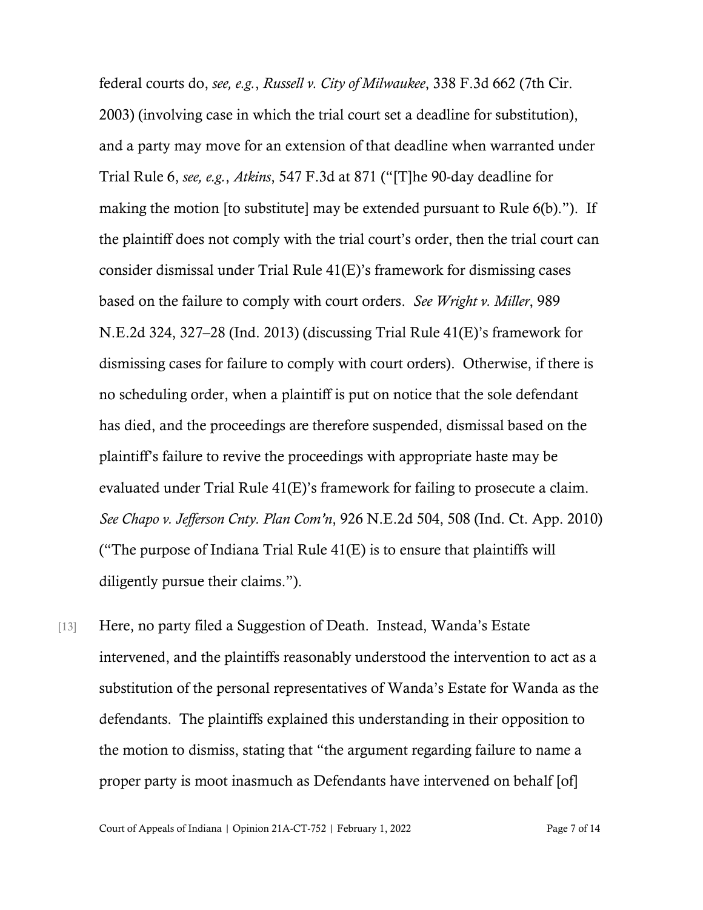federal courts do, *see, e.g.*, *Russell v. City of Milwaukee*, 338 F.3d 662 (7th Cir. 2003) (involving case in which the trial court set a deadline for substitution), and a party may move for an extension of that deadline when warranted under Trial Rule 6, *see, e.g.*, *Atkins*, 547 F.3d at 871 ("[T]he 90-day deadline for making the motion [to substitute] may be extended pursuant to Rule 6(b)."). If the plaintiff does not comply with the trial court's order, then the trial court can consider dismissal under Trial Rule 41(E)'s framework for dismissing cases based on the failure to comply with court orders. *See Wright v. Miller*, 989 N.E.2d 324, 327–28 (Ind. 2013) (discussing Trial Rule 41(E)'s framework for dismissing cases for failure to comply with court orders). Otherwise, if there is no scheduling order, when a plaintiff is put on notice that the sole defendant has died, and the proceedings are therefore suspended, dismissal based on the plaintiff's failure to revive the proceedings with appropriate haste may be evaluated under Trial Rule 41(E)'s framework for failing to prosecute a claim. *See Chapo v. Jefferson Cnty. Plan Com'n*, 926 N.E.2d 504, 508 (Ind. Ct. App. 2010) ("The purpose of Indiana Trial Rule 41(E) is to ensure that plaintiffs will diligently pursue their claims.").

[13] Here, no party filed a Suggestion of Death. Instead, Wanda's Estate intervened, and the plaintiffs reasonably understood the intervention to act as a substitution of the personal representatives of Wanda's Estate for Wanda as the defendants. The plaintiffs explained this understanding in their opposition to the motion to dismiss, stating that "the argument regarding failure to name a proper party is moot inasmuch as Defendants have intervened on behalf [of]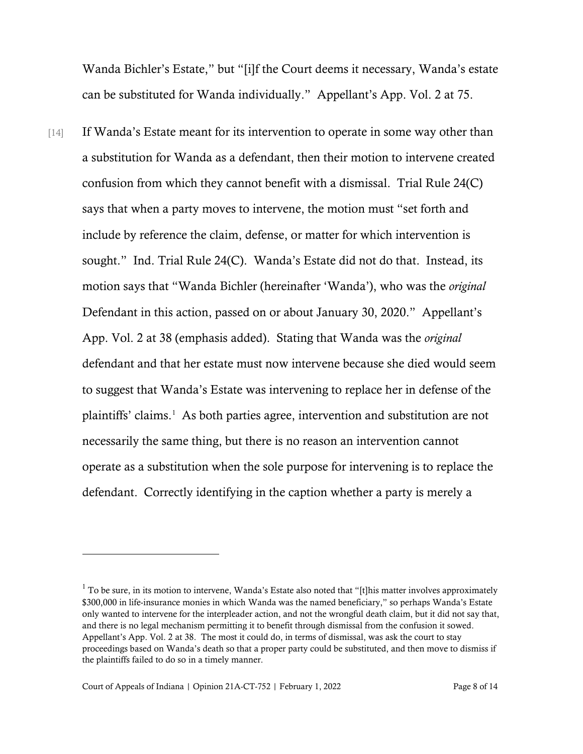Wanda Bichler's Estate," but "[i]f the Court deems it necessary, Wanda's estate can be substituted for Wanda individually." Appellant's App. Vol. 2 at 75.

[14] If Wanda's Estate meant for its intervention to operate in some way other than a substitution for Wanda as a defendant, then their motion to intervene created confusion from which they cannot benefit with a dismissal. Trial Rule 24(C) says that when a party moves to intervene, the motion must "set forth and include by reference the claim, defense, or matter for which intervention is sought." Ind. Trial Rule 24(C). Wanda's Estate did not do that. Instead, its motion says that "Wanda Bichler (hereinafter 'Wanda'), who was the *original* Defendant in this action, passed on or about January 30, 2020." Appellant's App. Vol. 2 at 38 (emphasis added). Stating that Wanda was the *original* defendant and that her estate must now intervene because she died would seem to suggest that Wanda's Estate was intervening to replace her in defense of the plaintiffs' claims.[1] As both parties agree, intervention and substitution are not necessarily the same thing, but there is no reason an intervention cannot operate as a substitution when the sole purpose for intervening is to replace the defendant. Correctly identifying in the caption whether a party is merely a

---

[1] To be sure, in its motion to intervene, Wanda's Estate also noted that "[t]his matter involves approximately $300,000 in life-insurance monies in which Wanda was the named beneficiary," so perhaps Wanda's Estate only wanted to intervene for the interpleader action, and not the wrongful death claim, but it did not say that, and there is no legal mechanism permitting it to benefit through dismissal from the confusion it sowed. Appellant's App. Vol. 2 at 38. The most it could do, in terms of dismissal, was ask the court to stay proceedings based on Wanda's death so that a proper party could be substituted, and then move to dismiss if the plaintiffs failed to do so in a timely manner.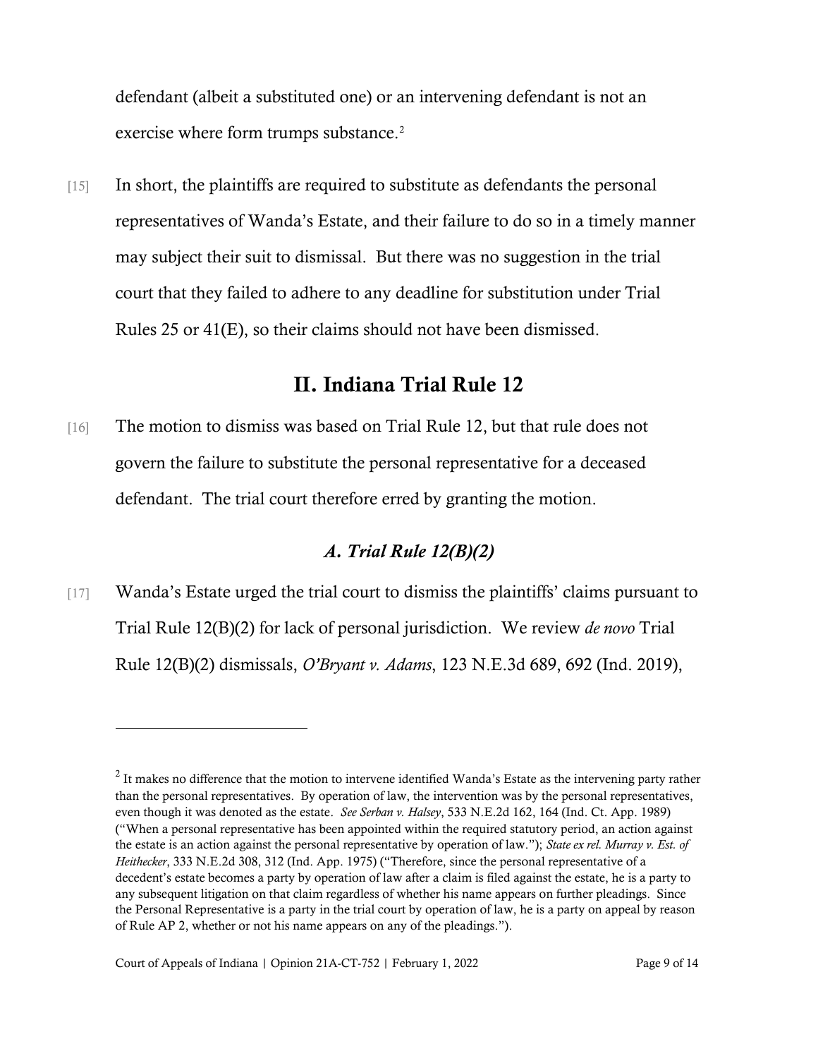defendant (albeit a substituted one) or an intervening defendant is not an exercise where form trumps substance.[2]

[15] In short, the plaintiffs are required to substitute as defendants the personal representatives of Wanda's Estate, and their failure to do so in a timely manner may subject their suit to dismissal. But there was no suggestion in the trial court that they failed to adhere to any deadline for substitution under Trial Rules 25 or 41(E), so their claims should not have been dismissed.

## II. Indiana Trial Rule 12

[16] The motion to dismiss was based on Trial Rule 12, but that rule does not govern the failure to substitute the personal representative for a deceased defendant. The trial court therefore erred by granting the motion.

### *A. Trial Rule 12(B)(2)*

[17] Wanda's Estate urged the trial court to dismiss the plaintiffs' claims pursuant to Trial Rule 12(B)(2) for lack of personal jurisdiction. We review *de novo* Trial Rule 12(B)(2) dismissals, *O'Bryant v. Adams*, 123 N.E.3d 689, 692 (Ind. 2019),

---

[2] It makes no difference that the motion to intervene identified Wanda's Estate as the intervening party rather than the personal representatives. By operation of law, the intervention was by the personal representatives, even though it was denoted as the estate. *See Serban v. Halsey*, 533 N.E.2d 162, 164 (Ind. Ct. App. 1989) ("When a personal representative has been appointed within the required statutory period, an action against the estate is an action against the personal representative by operation of law."); *State ex rel. Murray v. Est. of Heithecker*, 333 N.E.2d 308, 312 (Ind. App. 1975) ("Therefore, since the personal representative of a decedent's estate becomes a party by operation of law after a claim is filed against the estate, he is a party to any subsequent litigation on that claim regardless of whether his name appears on further pleadings. Since the Personal Representative is a party in the trial court by operation of law, he is a party on appeal by reason of Rule AP 2, whether or not his name appears on any of the pleadings.").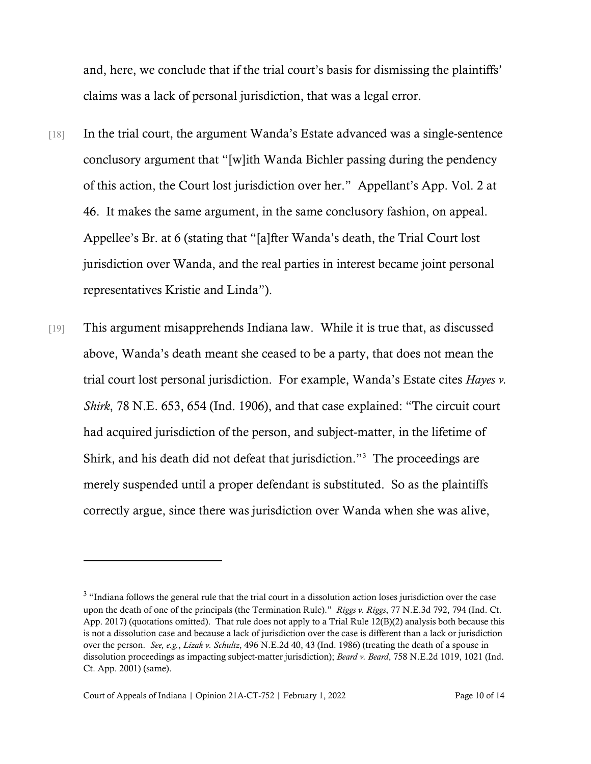and, here, we conclude that if the trial court's basis for dismissing the plaintiffs' claims was a lack of personal jurisdiction, that was a legal error.

[18] In the trial court, the argument Wanda's Estate advanced was a single-sentence conclusory argument that "[w]ith Wanda Bichler passing during the pendency of this action, the Court lost jurisdiction over her." Appellant's App. Vol. 2 at 46. It makes the same argument, in the same conclusory fashion, on appeal. Appellee's Br. at 6 (stating that "[a]fter Wanda's death, the Trial Court lost jurisdiction over Wanda, and the real parties in interest became joint personal representatives Kristie and Linda").

[19] This argument misapprehends Indiana law. While it is true that, as discussed above, Wanda's death meant she ceased to be a party, that does not mean the trial court lost personal jurisdiction. For example, Wanda's Estate cites *Hayes v. Shirk*, 78 N.E. 653, 654 (Ind. 1906), and that case explained: "The circuit court had acquired jurisdiction of the person, and subject-matter, in the lifetime of Shirk, and his death did not defeat that jurisdiction."[3] The proceedings are merely suspended until a proper defendant is substituted. So as the plaintiffs correctly argue, since there was jurisdiction over Wanda when she was alive,

---

[3] "Indiana follows the general rule that the trial court in a dissolution action loses jurisdiction over the case upon the death of one of the principals (the Termination Rule)." *Riggs v. Riggs*, 77 N.E.3d 792, 794 (Ind. Ct. App. 2017) (quotations omitted). That rule does not apply to a Trial Rule 12(B)(2) analysis both because this is not a dissolution case and because a lack of jurisdiction over the case is different than a lack or jurisdiction over the person. *See, e.g.*, *Lizak v. Schultz*, 496 N.E.2d 40, 43 (Ind. 1986) (treating the death of a spouse in dissolution proceedings as impacting subject-matter jurisdiction); *Beard v. Beard*, 758 N.E.2d 1019, 1021 (Ind. Ct. App. 2001) (same).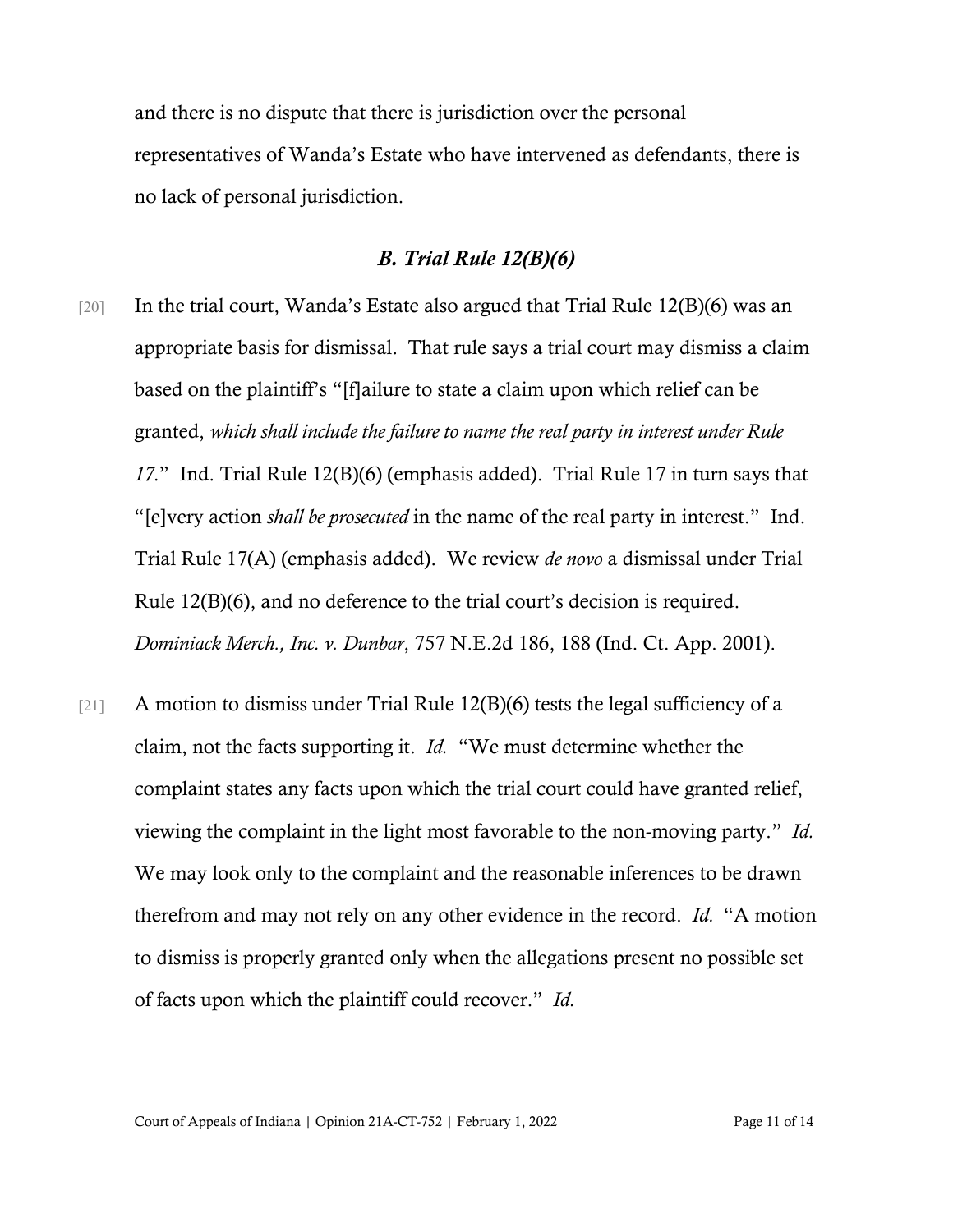and there is no dispute that there is jurisdiction over the personal representatives of Wanda's Estate who have intervened as defendants, there is no lack of personal jurisdiction.

### *B. Trial Rule 12(B)(6)*

[20] In the trial court, Wanda's Estate also argued that Trial Rule 12(B)(6) was an appropriate basis for dismissal. That rule says a trial court may dismiss a claim based on the plaintiff's "[f]ailure to state a claim upon which relief can be granted, *which shall include the failure to name the real party in interest under Rule 17*." Ind. Trial Rule 12(B)(6) (emphasis added). Trial Rule 17 in turn says that "[e]very action *shall be prosecuted* in the name of the real party in interest." Ind. Trial Rule 17(A) (emphasis added). We review *de novo* a dismissal under Trial Rule 12(B)(6), and no deference to the trial court's decision is required. *Dominiack Merch., Inc. v. Dunbar*, 757 N.E.2d 186, 188 (Ind. Ct. App. 2001).

[21] A motion to dismiss under Trial Rule 12(B)(6) tests the legal sufficiency of a claim, not the facts supporting it. *Id.* "We must determine whether the complaint states any facts upon which the trial court could have granted relief, viewing the complaint in the light most favorable to the non-moving party." *Id.* We may look only to the complaint and the reasonable inferences to be drawn therefrom and may not rely on any other evidence in the record. *Id.* "A motion to dismiss is properly granted only when the allegations present no possible set of facts upon which the plaintiff could recover." *Id.*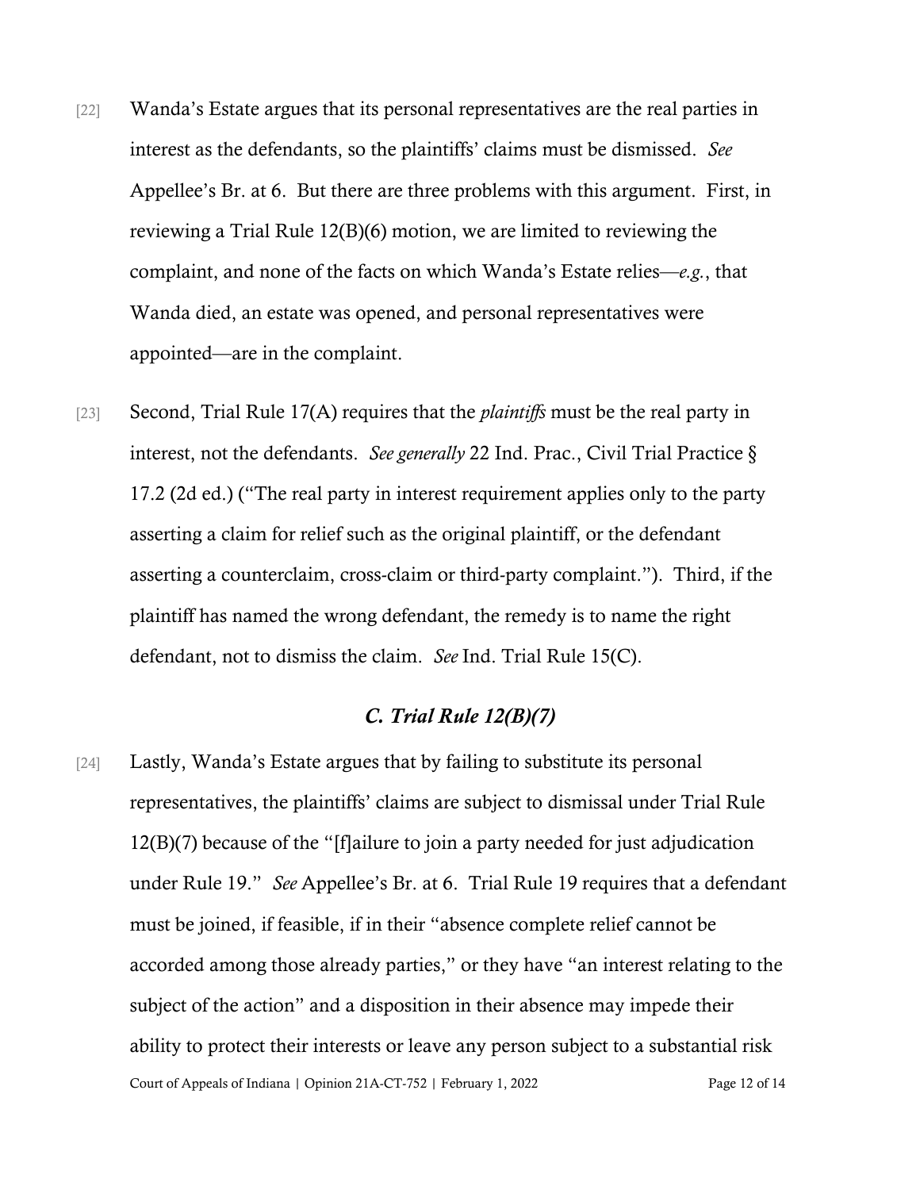[22] Wanda's Estate argues that its personal representatives are the real parties in interest as the defendants, so the plaintiffs' claims must be dismissed. *See* Appellee's Br. at 6. But there are three problems with this argument. First, in reviewing a Trial Rule 12(B)(6) motion, we are limited to reviewing the complaint, and none of the facts on which Wanda's Estate relies—*e.g.*, that Wanda died, an estate was opened, and personal representatives were appointed—are in the complaint.

[23] Second, Trial Rule 17(A) requires that the *plaintiffs* must be the real party in interest, not the defendants. *See generally* 22 Ind. Prac., Civil Trial Practice § 17.2 (2d ed.) ("The real party in interest requirement applies only to the party asserting a claim for relief such as the original plaintiff, or the defendant asserting a counterclaim, cross-claim or third-party complaint."). Third, if the plaintiff has named the wrong defendant, the remedy is to name the right defendant, not to dismiss the claim. *See* Ind. Trial Rule 15(C).

### *C. Trial Rule 12(B)(7)*

[24] Lastly, Wanda's Estate argues that by failing to substitute its personal representatives, the plaintiffs' claims are subject to dismissal under Trial Rule 12(B)(7) because of the "[f]ailure to join a party needed for just adjudication under Rule 19." *See* Appellee's Br. at 6. Trial Rule 19 requires that a defendant must be joined, if feasible, if in their "absence complete relief cannot be accorded among those already parties," or they have "an interest relating to the subject of the action" and a disposition in their absence may impede their ability to protect their interests or leave any person subject to a substantial risk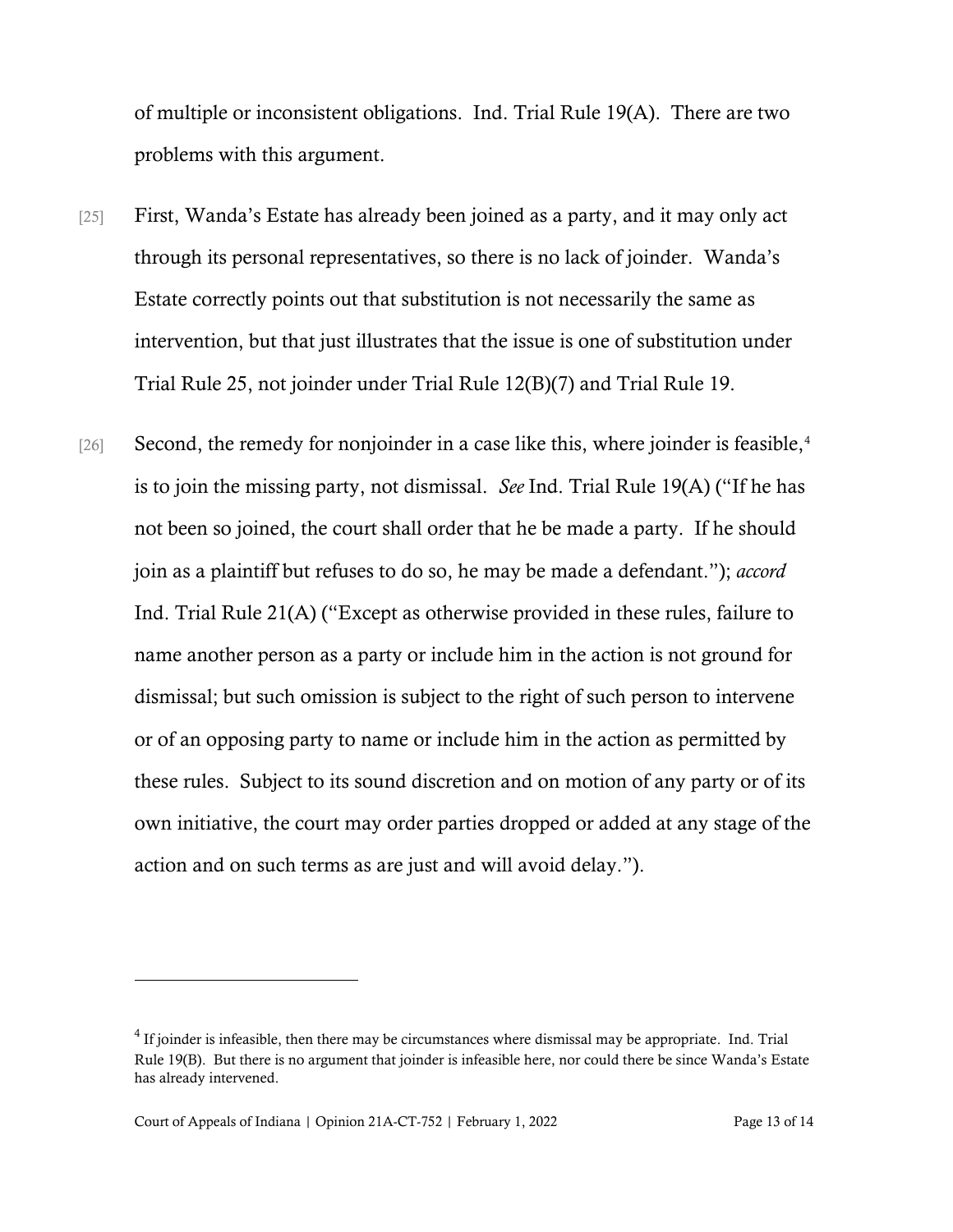of multiple or inconsistent obligations. Ind. Trial Rule 19(A). There are two problems with this argument.

[25] First, Wanda's Estate has already been joined as a party, and it may only act through its personal representatives, so there is no lack of joinder. Wanda's Estate correctly points out that substitution is not necessarily the same as intervention, but that just illustrates that the issue is one of substitution under Trial Rule 25, not joinder under Trial Rule 12(B)(7) and Trial Rule 19.

[26] Second, the remedy for nonjoinder in a case like this, where joinder is feasible,[4] is to join the missing party, not dismissal. *See* Ind. Trial Rule 19(A) ("If he has not been so joined, the court shall order that he be made a party. If he should join as a plaintiff but refuses to do so, he may be made a defendant."); *accord* Ind. Trial Rule 21(A) ("Except as otherwise provided in these rules, failure to name another person as a party or include him in the action is not ground for dismissal; but such omission is subject to the right of such person to intervene or of an opposing party to name or include him in the action as permitted by these rules. Subject to its sound discretion and on motion of any party or of its own initiative, the court may order parties dropped or added at any stage of the action and on such terms as are just and will avoid delay.").

---

[4] If joinder is infeasible, then there may be circumstances where dismissal may be appropriate. Ind. Trial Rule 19(B). But there is no argument that joinder is infeasible here, nor could there be since Wanda's Estate has already intervened.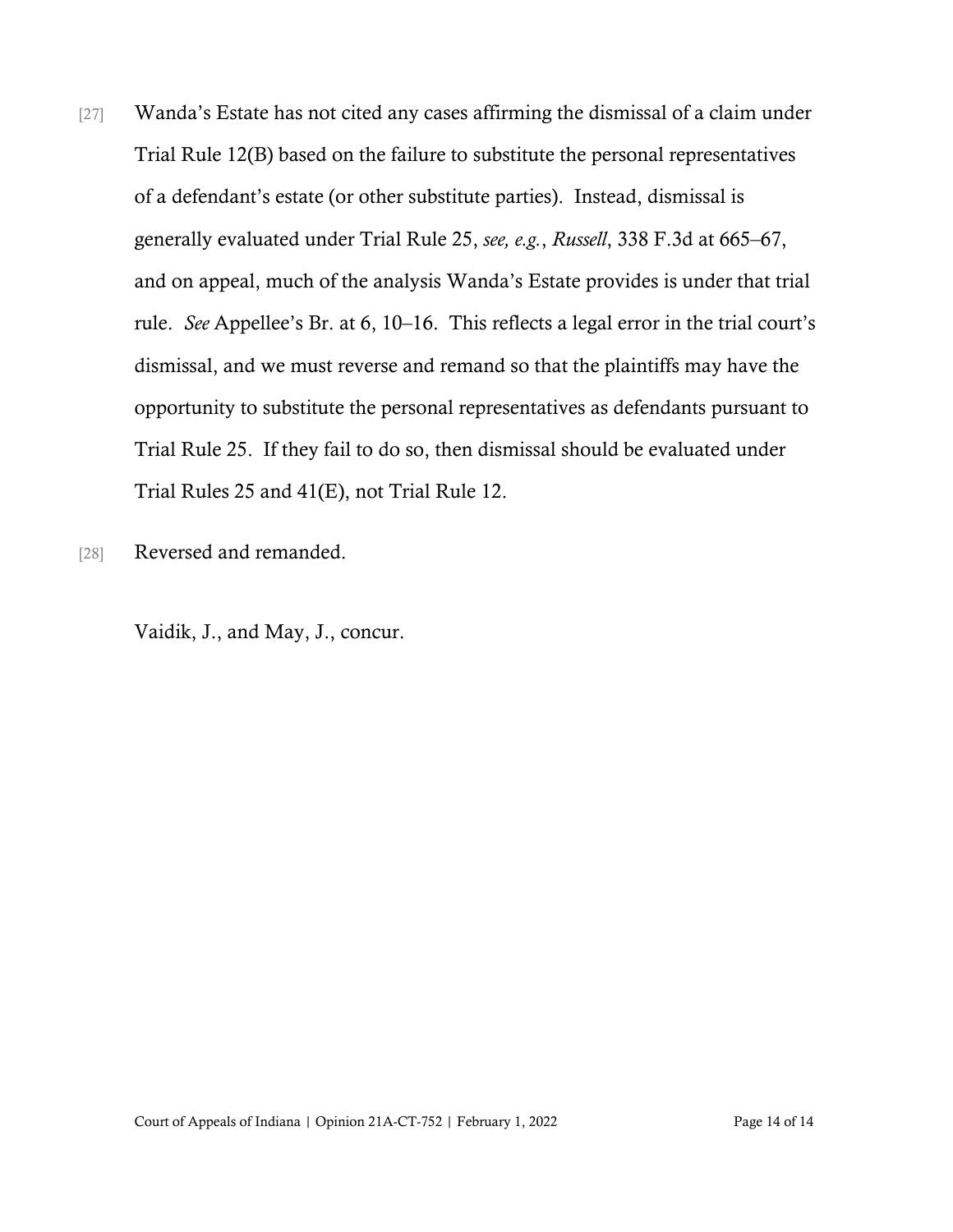[27] Wanda's Estate has not cited any cases affirming the dismissal of a claim under Trial Rule 12(B) based on the failure to substitute the personal representatives of a defendant's estate (or other substitute parties). Instead, dismissal is generally evaluated under Trial Rule 25, *see, e.g.*, *Russell*, 338 F.3d at 665–67, and on appeal, much of the analysis Wanda's Estate provides is under that trial rule. *See* Appellee's Br. at 6, 10–16. This reflects a legal error in the trial court's dismissal, and we must reverse and remand so that the plaintiffs may have the opportunity to substitute the personal representatives as defendants pursuant to Trial Rule 25. If they fail to do so, then dismissal should be evaluated under Trial Rules 25 and 41(E), not Trial Rule 12.

[28] Reversed and remanded.

Vaidik, J., and May, J., concur.